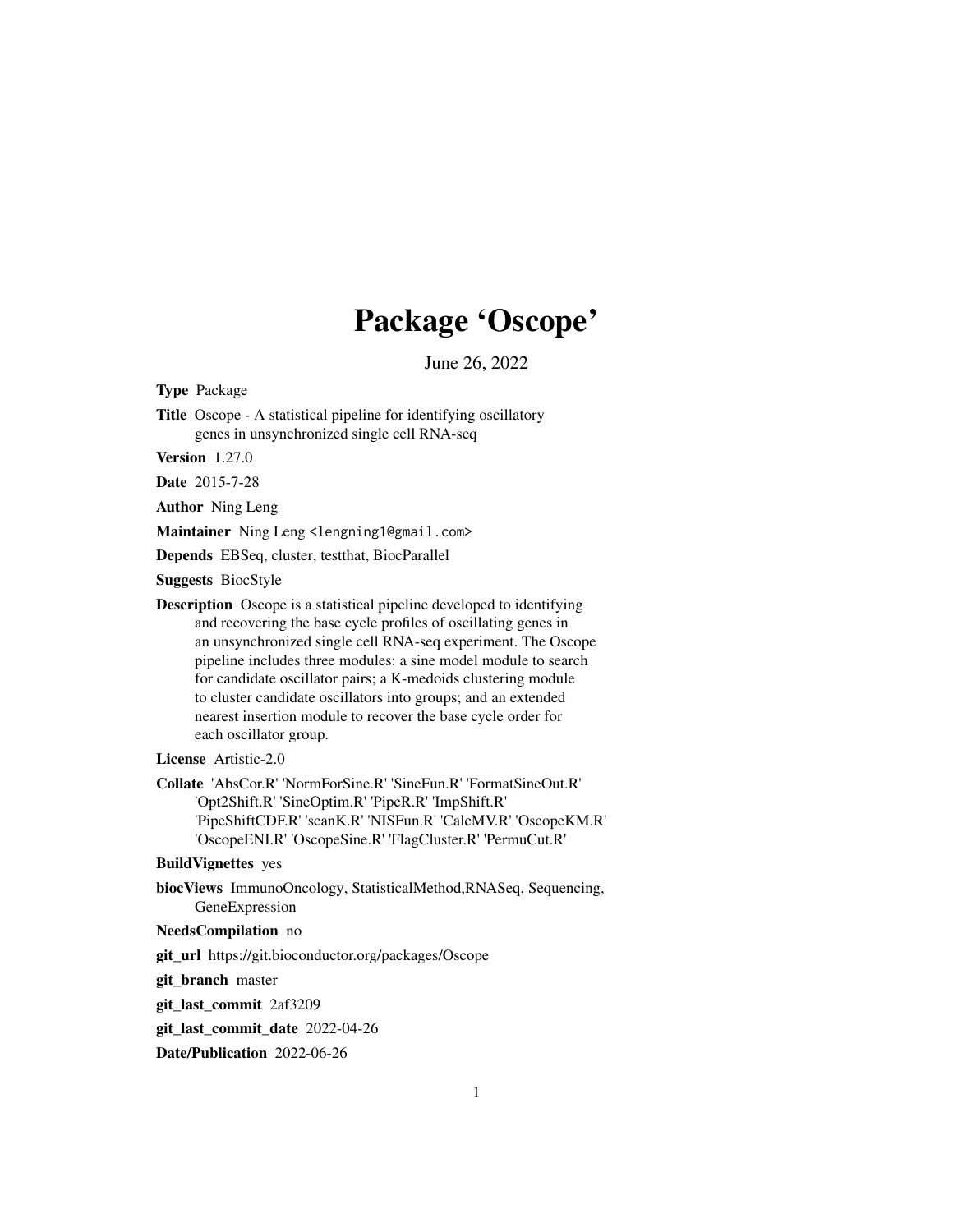# Package 'Oscope'

June 26, 2022

**Type** Package

**Title** Oscope - A statistical pipeline for identifying oscillatory genes in unsynchronized single cell RNA-seq

**Version** 1.27.0

**Date** 2015-7-28

**Author** Ning Leng

**Maintainer** Ning Leng <lengning1@gmail.com>

**Depends** EBSeq, cluster, testthat, BiocParallel

**Suggests** BiocStyle

**Description** Oscope is a statistical pipeline developed to identifying and recovering the base cycle profiles of oscillating genes in an unsynchronized single cell RNA-seq experiment. The Oscope pipeline includes three modules: a sine model module to search for candidate oscillator pairs; a K-medoids clustering module to cluster candidate oscillators into groups; and an extended nearest insertion module to recover the base cycle order for each oscillator group.

**License** Artistic-2.0

**Collate** 'AbsCor.R' 'NormForSine.R' 'SineFun.R' 'FormatSineOut.R' 'Opt2Shift.R' 'SineOptim.R' 'PipeR.R' 'ImpShift.R' 'PipeShiftCDF.R' 'scanK.R' 'NISFun.R' 'CalcMV.R' 'OscopeKM.R' 'OscopeENI.R' 'OscopeSine.R' 'FlagCluster.R' 'PermuCut.R'

**BuildVignettes** yes

**biocViews** ImmunoOncology, StatisticalMethod,RNASeq, Sequencing, GeneExpression

**NeedsCompilation** no

**git_url** https://git.bioconductor.org/packages/Oscope

**git_branch** master

**git_last_commit** 2af3209

**git_last_commit_date** 2022-04-26

**Date/Publication** 2022-06-26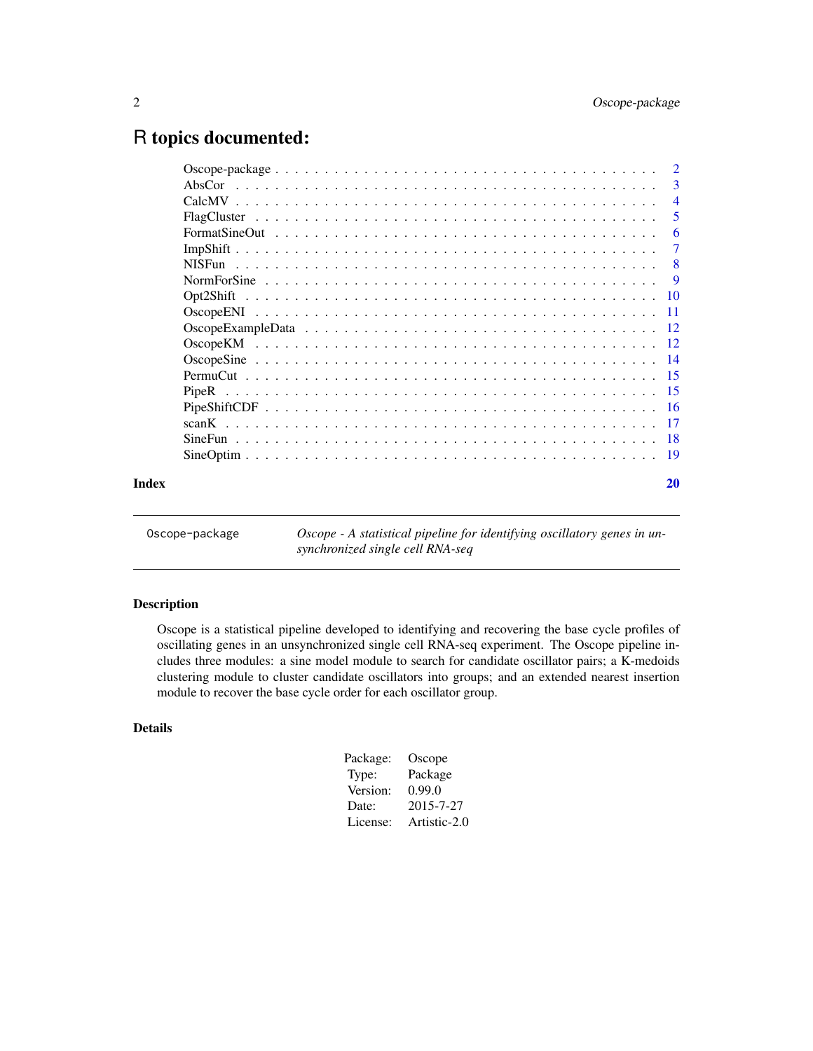# R topics documented:

| | |
|---|---|
| Oscope-package | 2 |
| AbsCor | 3 |
| CalcMV | 4 |
| FlagCluster | 5 |
| FormatSineOut | 6 |
| ImpShift | 7 |
| NISFun | 8 |
| NormForSine | 9 |
| Opt2Shift | 10 |
| OscopeENI | 11 |
| OscopeExampleData | 12 |
| OscopeKM | 12 |
| OscopeSine | 14 |
| PermuCut | 15 |
| PipeR | 15 |
| PipeShiftCDF | 16 |
| scanK | 17 |
| SineFun | 18 |
| SineOptim | 19 |
| **Index** | **20** |

---

`Oscope-package` *Oscope - A statistical pipeline for identifying oscillatory genes in unsynchronized single cell RNA-seq*

---

### Description

Oscope is a statistical pipeline developed to identifying and recovering the base cycle profiles of oscillating genes in an unsynchronized single cell RNA-seq experiment. The Oscope pipeline includes three modules: a sine model module to search for candidate oscillator pairs; a K-medoids clustering module to cluster candidate oscillators into groups; and an extended nearest insertion module to recover the base cycle order for each oscillator group.

### Details

| | |
|---|---|
| Package: | Oscope |
| Type: | Package |
| Version: | 0.99.0 |
| Date: | 2015-7-27 |
| License: | Artistic-2.0 |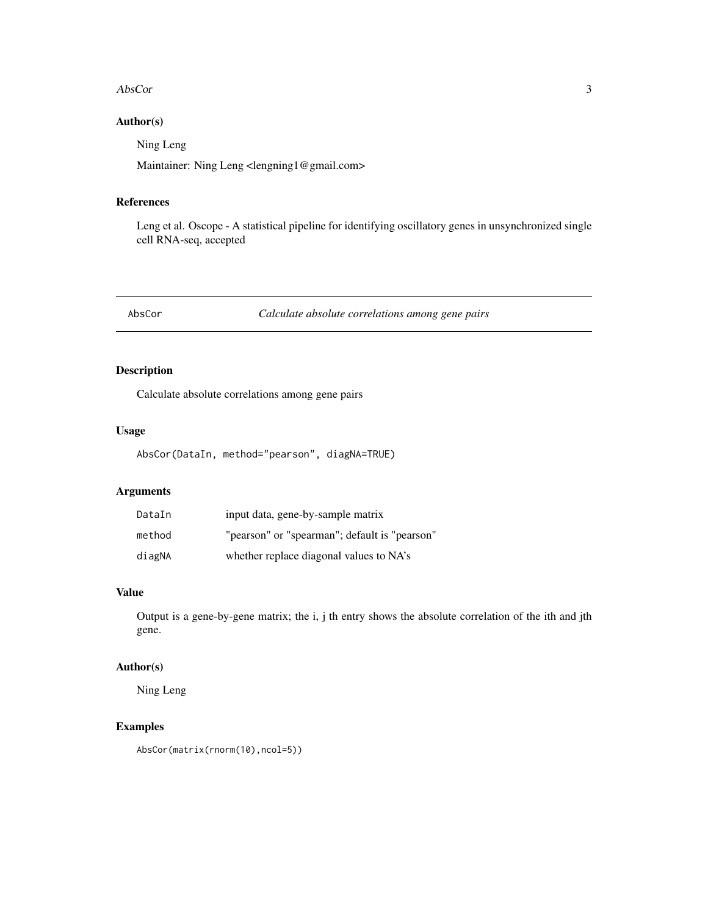## Author(s)

Ning Leng

Maintainer: Ning Leng <lengning1@gmail.com>

## References

Leng et al. Oscope - A statistical pipeline for identifying oscillatory genes in unsynchronized single cell RNA-seq, accepted

---

# AbsCor — *Calculate absolute correlations among gene pairs*

---

## Description

Calculate absolute correlations among gene pairs

## Usage

```
AbsCor(DataIn, method="pearson", diagNA=TRUE)
```

## Arguments

| | |
|---|---|
| DataIn | input data, gene-by-sample matrix |
| method | "pearson" or "spearman"; default is "pearson" |
| diagNA | whether replace diagonal values to NA's |

## Value

Output is a gene-by-gene matrix; the i, j th entry shows the absolute correlation of the ith and jth gene.

## Author(s)

Ning Leng

## Examples

```
AbsCor(matrix(rnorm(10),ncol=5))
```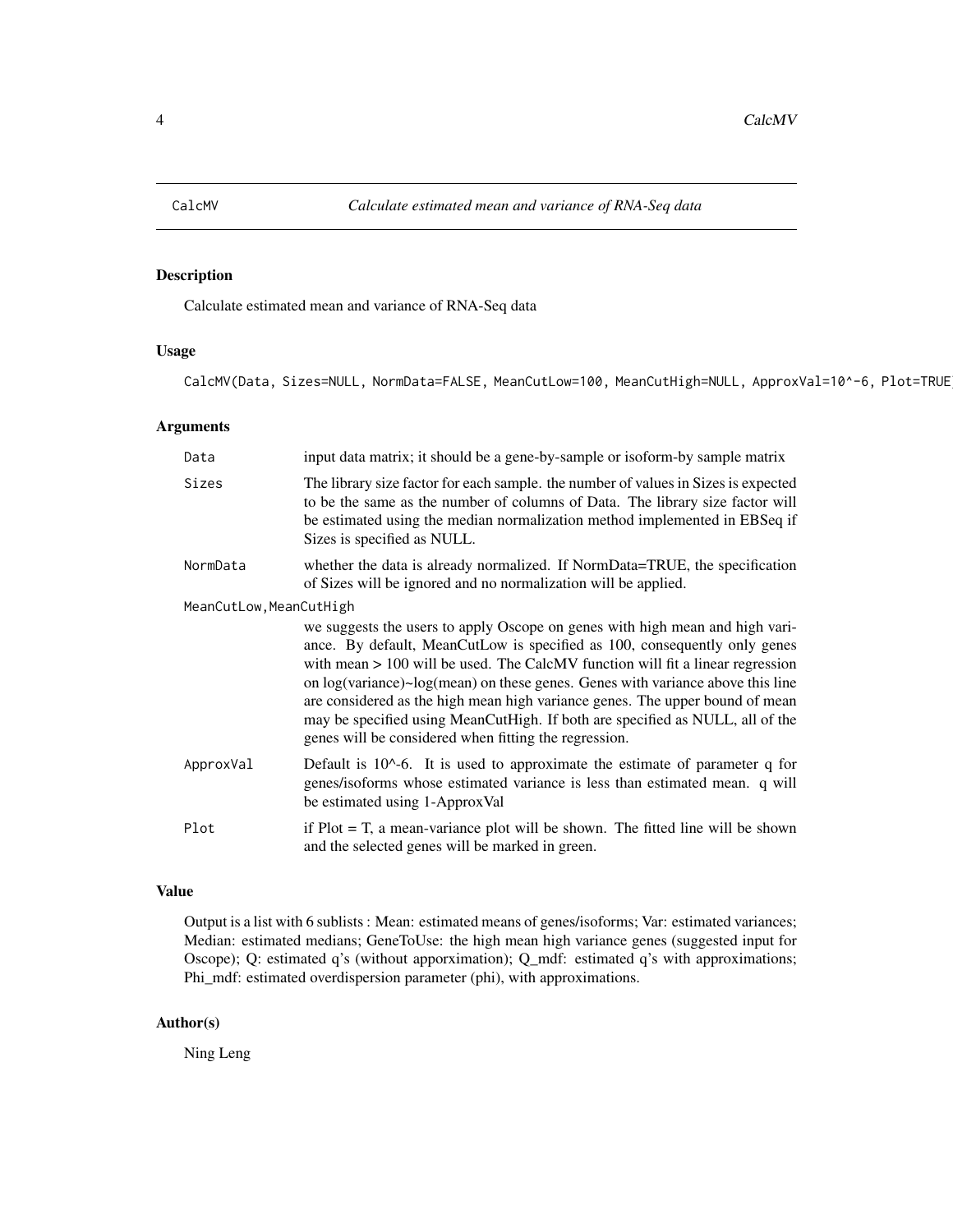# CalcMV — *Calculate estimated mean and variance of RNA-Seq data*

## Description

Calculate estimated mean and variance of RNA-Seq data

## Usage

```
CalcMV(Data, Sizes=NULL, NormData=FALSE, MeanCutLow=100, MeanCutHigh=NULL, ApproxVal=10^-6, Plot=TRUE)
```

## Arguments

| | |
|---|---|
| `Data` | input data matrix; it should be a gene-by-sample or isoform-by sample matrix |
| `Sizes` | The library size factor for each sample. the number of values in Sizes is expected to be the same as the number of columns of Data. The library size factor will be estimated using the median normalization method implemented in EBSeq if Sizes is specified as NULL. |
| `NormData` | whether the data is already normalized. If NormData=TRUE, the specification of Sizes will be ignored and no normalization will be applied. |
| `MeanCutLow,MeanCutHigh` | we suggests the users to apply Oscope on genes with high mean and high variance. By default, MeanCutLow is specified as 100, consequently only genes with mean > 100 will be used. The CalcMV function will fit a linear regression on log(variance)~log(mean) on these genes. Genes with variance above this line are considered as the high mean high variance genes. The upper bound of mean may be specified using MeanCutHigh. If both are specified as NULL, all of the genes will be considered when fitting the regression. |
| `ApproxVal` | Default is 10^-6. It is used to approximate the estimate of parameter q for genes/isoforms whose estimated variance is less than estimated mean. q will be estimated using 1-ApproxVal |
| `Plot` | if Plot = T, a mean-variance plot will be shown. The fitted line will be shown and the selected genes will be marked in green. |

## Value

Output is a list with 6 sublists : Mean: estimated means of genes/isoforms; Var: estimated variances; Median: estimated medians; GeneToUse: the high mean high variance genes (suggested input for Oscope); Q: estimated q's (without apporximation); Q_mdf: estimated q's with approximations; Phi_mdf: estimated overdispersion parameter (phi), with approximations.

## Author(s)

Ning Leng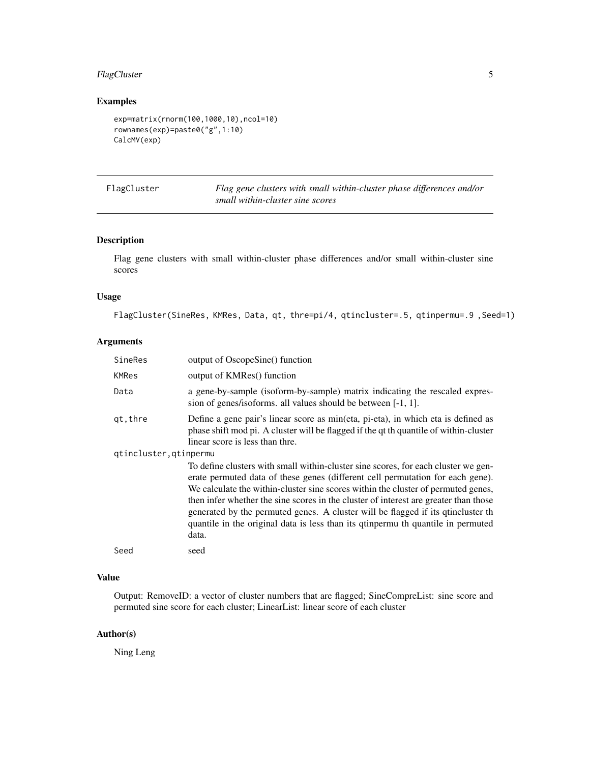## Examples

```
exp=matrix(rnorm(100,1000,10),ncol=10)
rownames(exp)=paste0("g",1:10)
CalcMV(exp)
```

---

## FlagCluster — *Flag gene clusters with small within-cluster phase differences and/or small within-cluster sine scores*

---

### Description

Flag gene clusters with small within-cluster phase differences and/or small within-cluster sine scores

### Usage

```
FlagCluster(SineRes, KMRes, Data, qt, thre=pi/4, qtincluster=.5, qtinpermu=.9 ,Seed=1)
```

### Arguments

| | |
|---|---|
| `SineRes` | output of OscopeSine() function |
| `KMRes` | output of KMRes() function |
| `Data` | a gene-by-sample (isoform-by-sample) matrix indicating the rescaled expression of genes/isoforms. all values should be between [-1, 1]. |
| `qt,thre` | Define a gene pair's linear score as min(eta, pi-eta), in which eta is defined as phase shift mod pi. A cluster will be flagged if the qt th quantile of within-cluster linear score is less than thre. |
| `qtincluster,qtinpermu` | To define clusters with small within-cluster sine scores, for each cluster we generate permuted data of these genes (different cell permutation for each gene). We calculate the within-cluster sine scores within the cluster of permuted genes, then infer whether the sine scores in the cluster of interest are greater than those generated by the permuted genes. A cluster will be flagged if its qtincluster th quantile in the original data is less than its qtinpermu th quantile in permuted data. |
| `Seed` | seed |

### Value

Output: RemoveID: a vector of cluster numbers that are flagged; SineCompreList: sine score and permuted sine score for each cluster; LinearList: linear score of each cluster

### Author(s)

Ning Leng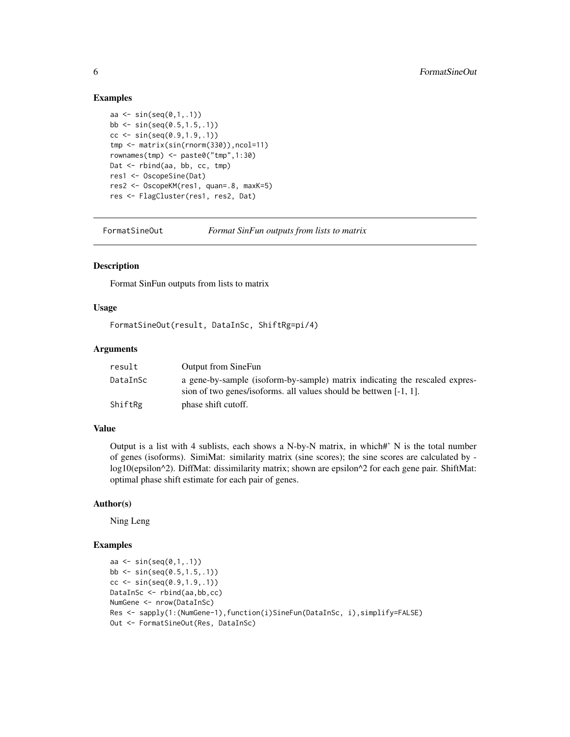## Examples

```
aa <- sin(seq(0,1,.1))
bb <- sin(seq(0.5,1.5,.1))
cc <- sin(seq(0.9,1.9,.1))
tmp <- matrix(sin(rnorm(330)),ncol=11)
rownames(tmp) <- paste0("tmp",1:30)
Dat <- rbind(aa, bb, cc, tmp)
res1 <- OscopeSine(Dat)
res2 <- OscopeKM(res1, quan=.8, maxK=5)
res <- FlagCluster(res1, res2, Dat)
```

---

# FormatSineOut — *Format SinFun outputs from lists to matrix*

## Description

Format SinFun outputs from lists to matrix

## Usage

```
FormatSineOut(result, DataInSc, ShiftRg=pi/4)
```

## Arguments

| | |
|---|---|
| `result` | Output from SineFun |
| `DataInSc` | a gene-by-sample (isoform-by-sample) matrix indicating the rescaled expression of two genes/isoforms. all values should be bettwen [-1, 1]. |
| `ShiftRg` | phase shift cutoff. |

## Value

Output is a list with 4 sublists, each shows a N-by-N matrix, in which#' N is the total number of genes (isoforms). SimiMat: similarity matrix (sine scores); the sine scores are calculated by -log10(epsilon^2). DiffMat: dissimilarity matrix; shown are epsilon^2 for each gene pair. ShiftMat: optimal phase shift estimate for each pair of genes.

## Author(s)

Ning Leng

## Examples

```
aa <- sin(seq(0,1,.1))
bb <- sin(seq(0.5,1.5,.1))
cc <- sin(seq(0.9,1.9,.1))
DataInSc <- rbind(aa,bb,cc)
NumGene <- nrow(DataInSc)
Res <- sapply(1:(NumGene-1),function(i)SineFun(DataInSc, i),simplify=FALSE)
Out <- FormatSineOut(Res, DataInSc)
```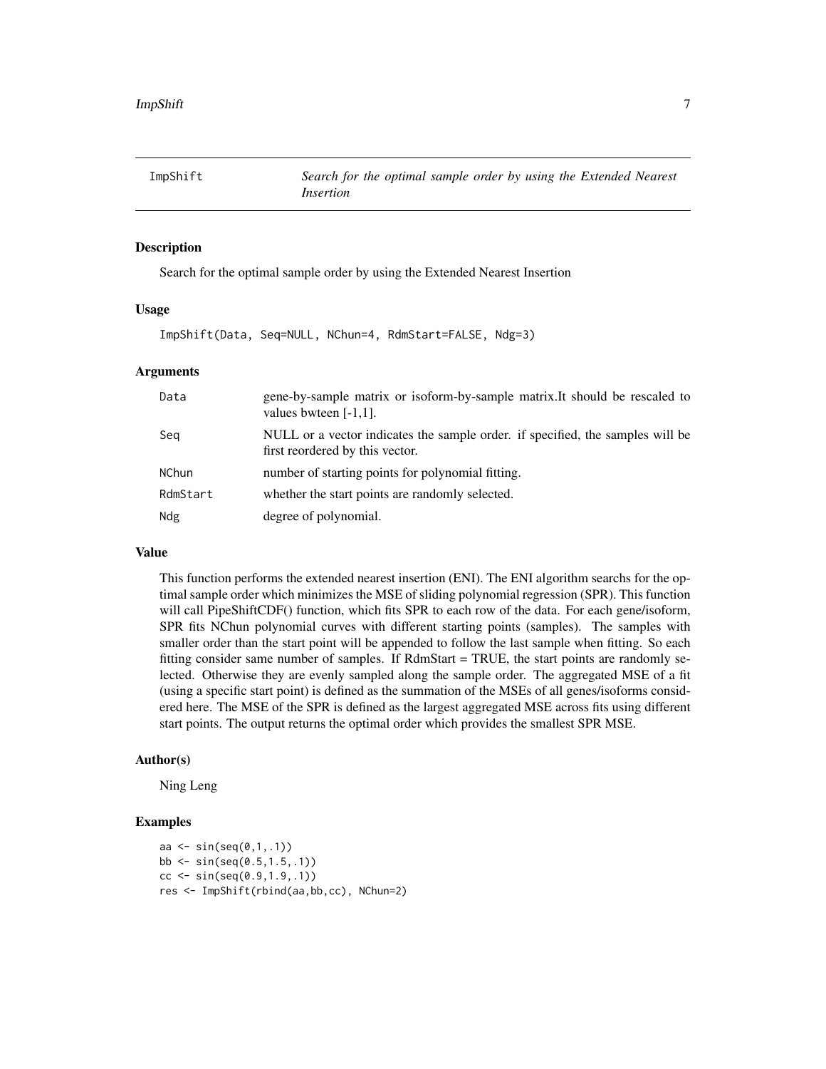# ImpShift — *Search for the optimal sample order by using the Extended Nearest Insertion*

## Description

Search for the optimal sample order by using the Extended Nearest Insertion

## Usage

```
ImpShift(Data, Seq=NULL, NChun=4, RdmStart=FALSE, Ndg=3)
```

## Arguments

| | |
|---|---|
| `Data` | gene-by-sample matrix or isoform-by-sample matrix.It should be rescaled to values bwteen [-1,1]. |
| `Seq` | NULL or a vector indicates the sample order. if specified, the samples will be first reordered by this vector. |
| `NChun` | number of starting points for polynomial fitting. |
| `RdmStart` | whether the start points are randomly selected. |
| `Ndg` | degree of polynomial. |

## Value

This function performs the extended nearest insertion (ENI). The ENI algorithm searchs for the optimal sample order which minimizes the MSE of sliding polynomial regression (SPR). This function will call PipeShiftCDF() function, which fits SPR to each row of the data. For each gene/isoform, SPR fits NChun polynomial curves with different starting points (samples). The samples with smaller order than the start point will be appended to follow the last sample when fitting. So each fitting consider same number of samples. If RdmStart = TRUE, the start points are randomly selected. Otherwise they are evenly sampled along the sample order. The aggregated MSE of a fit (using a specific start point) is defined as the summation of the MSEs of all genes/isoforms considered here. The MSE of the SPR is defined as the largest aggregated MSE across fits using different start points. The output returns the optimal order which provides the smallest SPR MSE.

## Author(s)

Ning Leng

## Examples

```
aa <- sin(seq(0,1,.1))
bb <- sin(seq(0.5,1.5,.1))
cc <- sin(seq(0.9,1.9,.1))
res <- ImpShift(rbind(aa,bb,cc), NChun=2)
```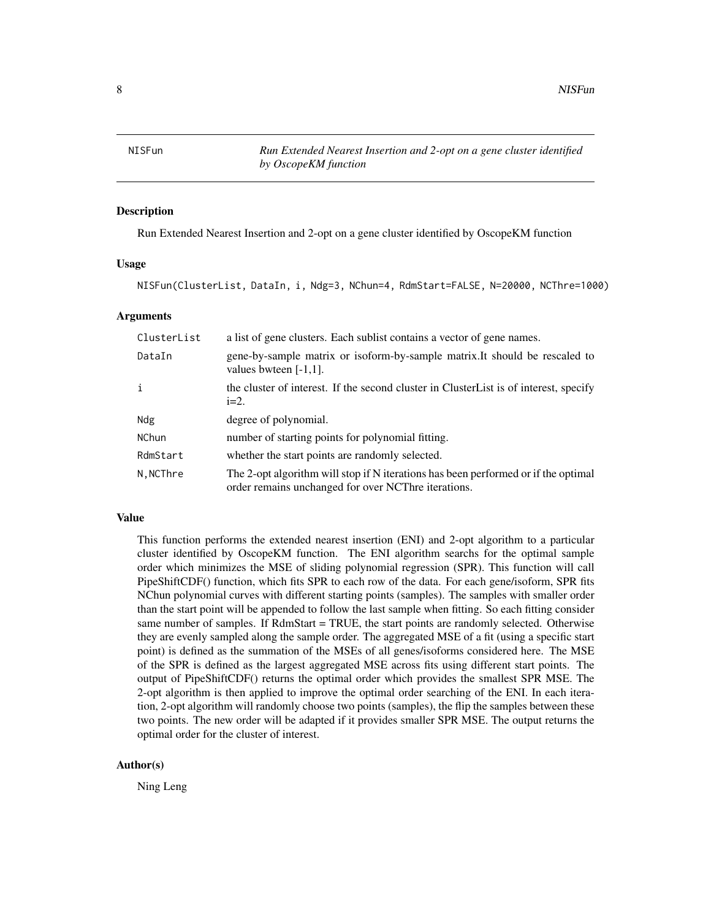# NISFun — *Run Extended Nearest Insertion and 2-opt on a gene cluster identified by OscopeKM function*

## Description

Run Extended Nearest Insertion and 2-opt on a gene cluster identified by OscopeKM function

## Usage

```
NISFun(ClusterList, DataIn, i, Ndg=3, NChun=4, RdmStart=FALSE, N=20000, NCThre=1000)
```

## Arguments

| | |
|---|---|
| ClusterList | a list of gene clusters. Each sublist contains a vector of gene names. |
| DataIn | gene-by-sample matrix or isoform-by-sample matrix.It should be rescaled to values bwteen [-1,1]. |
| i | the cluster of interest. If the second cluster in ClusterList is of interest, specify i=2. |
| Ndg | degree of polynomial. |
| NChun | number of starting points for polynomial fitting. |
| RdmStart | whether the start points are randomly selected. |
| N, NCThre | The 2-opt algorithm will stop if N iterations has been performed or if the optimal order remains unchanged for over NCThre iterations. |

## Value

This function performs the extended nearest insertion (ENI) and 2-opt algorithm to a particular cluster identified by OscopeKM function. The ENI algorithm searchs for the optimal sample order which minimizes the MSE of sliding polynomial regression (SPR). This function will call PipeShiftCDF() function, which fits SPR to each row of the data. For each gene/isoform, SPR fits NChun polynomial curves with different starting points (samples). The samples with smaller order than the start point will be appended to follow the last sample when fitting. So each fitting consider same number of samples. If RdmStart = TRUE, the start points are randomly selected. Otherwise they are evenly sampled along the sample order. The aggregated MSE of a fit (using a specific start point) is defined as the summation of the MSEs of all genes/isoforms considered here. The MSE of the SPR is defined as the largest aggregated MSE across fits using different start points. The output of PipeShiftCDF() returns the optimal order which provides the smallest SPR MSE. The 2-opt algorithm is then applied to improve the optimal order searching of the ENI. In each iteration, 2-opt algorithm will randomly choose two points (samples), the flip the samples between these two points. The new order will be adapted if it provides smaller SPR MSE. The output returns the optimal order for the cluster of interest.

## Author(s)

Ning Leng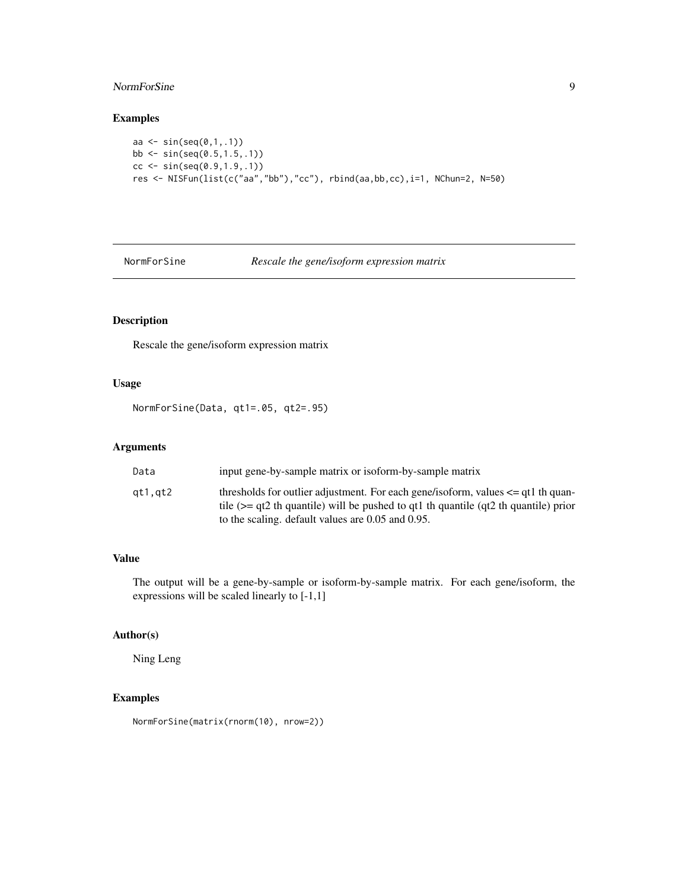## Examples

```
aa <- sin(seq(0,1,.1))
bb <- sin(seq(0.5,1.5,.1))
cc <- sin(seq(0.9,1.9,.1))
res <- NISFun(list(c("aa","bb"),"cc"), rbind(aa,bb,cc),i=1, NChun=2, N=50)
```

---

# NormForSine — *Rescale the gene/isoform expression matrix*

---

## Description

Rescale the gene/isoform expression matrix

## Usage

```
NormForSine(Data, qt1=.05, qt2=.95)
```

## Arguments

| | |
|---|---|
| `Data` | input gene-by-sample matrix or isoform-by-sample matrix |
| `qt1,qt2` | thresholds for outlier adjustment. For each gene/isoform, values <= qt1 th quantile (>= qt2 th quantile) will be pushed to qt1 th quantile (qt2 th quantile) prior to the scaling. default values are 0.05 and 0.95. |

## Value

The output will be a gene-by-sample or isoform-by-sample matrix. For each gene/isoform, the expressions will be scaled linearly to [-1,1]

## Author(s)

Ning Leng

## Examples

```
NormForSine(matrix(rnorm(10), nrow=2))
```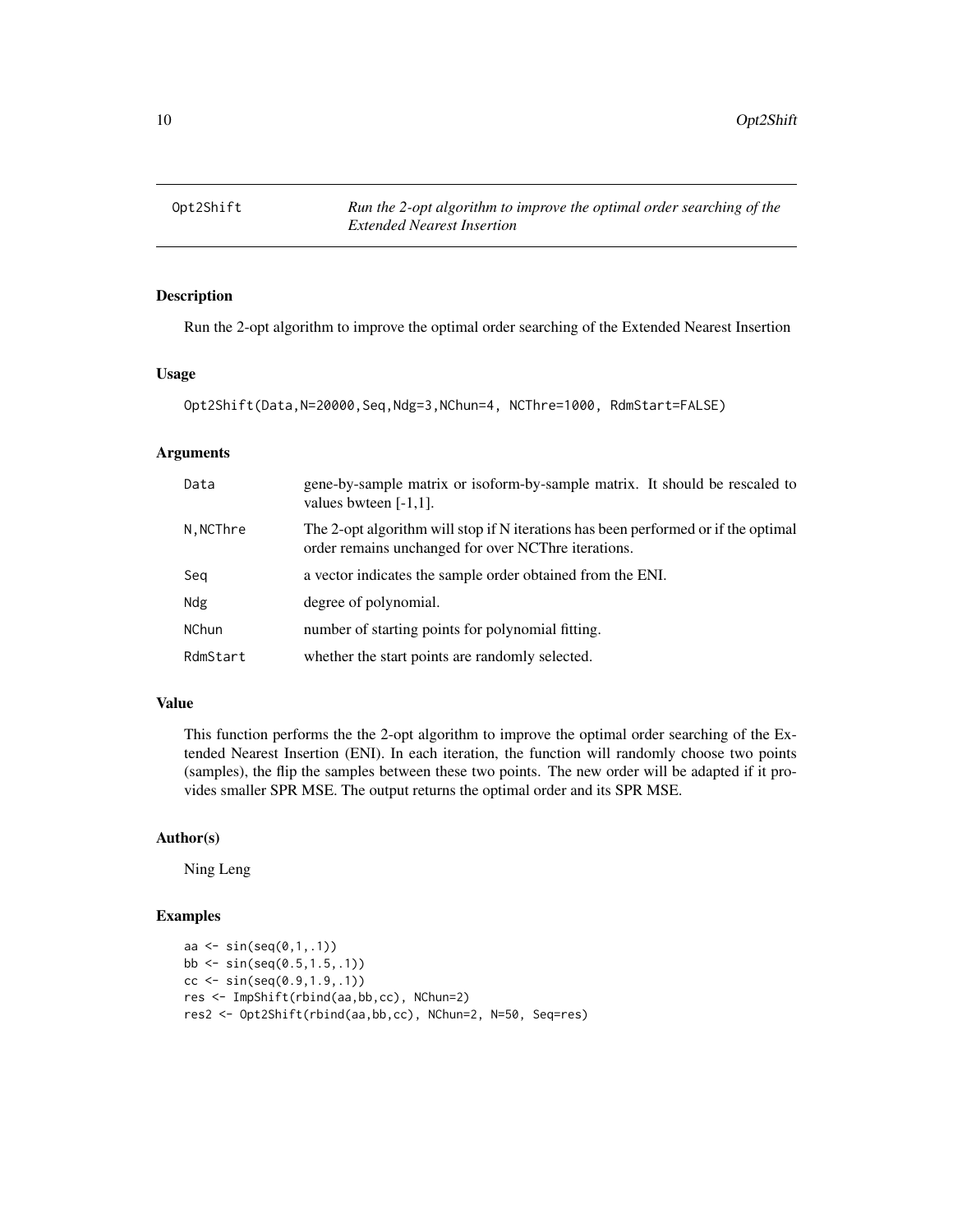# Opt2Shift

*Run the 2-opt algorithm to improve the optimal order searching of the Extended Nearest Insertion*

## Description

Run the 2-opt algorithm to improve the optimal order searching of the Extended Nearest Insertion

## Usage

```
Opt2Shift(Data,N=20000,Seq,Ndg=3,NChun=4, NCThre=1000, RdmStart=FALSE)
```

## Arguments

| | |
|---|---|
| Data | gene-by-sample matrix or isoform-by-sample matrix. It should be rescaled to values bwteen [-1,1]. |
| N,NCThre | The 2-opt algorithm will stop if N iterations has been performed or if the optimal order remains unchanged for over NCThre iterations. |
| Seq | a vector indicates the sample order obtained from the ENI. |
| Ndg | degree of polynomial. |
| NChun | number of starting points for polynomial fitting. |
| RdmStart | whether the start points are randomly selected. |

## Value

This function performs the the 2-opt algorithm to improve the optimal order searching of the Extended Nearest Insertion (ENI). In each iteration, the function will randomly choose two points (samples), the flip the samples between these two points. The new order will be adapted if it provides smaller SPR MSE. The output returns the optimal order and its SPR MSE.

## Author(s)

Ning Leng

## Examples

```
aa <- sin(seq(0,1,.1))
bb <- sin(seq(0.5,1.5,.1))
cc <- sin(seq(0.9,1.9,.1))
res <- ImpShift(rbind(aa,bb,cc), NChun=2)
res2 <- Opt2Shift(rbind(aa,bb,cc), NChun=2, N=50, Seq=res)
```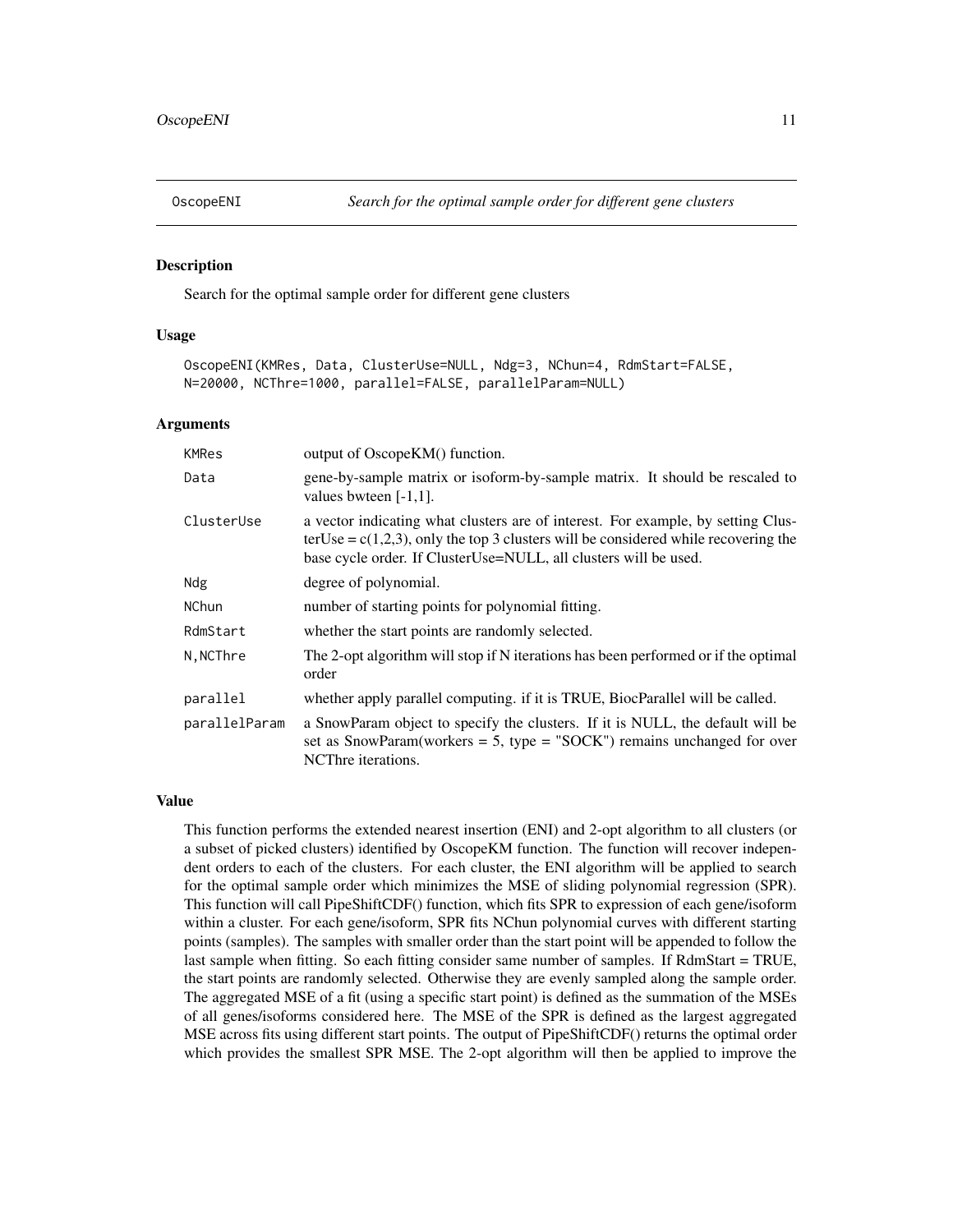OscopeENI — *Search for the optimal sample order for different gene clusters*

## Description

Search for the optimal sample order for different gene clusters

## Usage

```
OscopeENI(KMRes, Data, ClusterUse=NULL, Ndg=3, NChun=4, RdmStart=FALSE,
N=20000, NCThre=1000, parallel=FALSE, parallelParam=NULL)
```

## Arguments

| | |
|---|---|
| KMRes | output of OscopeKM() function. |
| Data | gene-by-sample matrix or isoform-by-sample matrix. It should be rescaled to values bwteen [-1,1]. |
| ClusterUse | a vector indicating what clusters are of interest. For example, by setting ClusterUse = c(1,2,3), only the top 3 clusters will be considered while recovering the base cycle order. If ClusterUse=NULL, all clusters will be used. |
| Ndg | degree of polynomial. |
| NChun | number of starting points for polynomial fitting. |
| RdmStart | whether the start points are randomly selected. |
| N,NCThre | The 2-opt algorithm will stop if N iterations has been performed or if the optimal order |
| parallel | whether apply parallel computing. if it is TRUE, BiocParallel will be called. |
| parallelParam | a SnowParam object to specify the clusters. If it is NULL, the default will be set as SnowParam(workers = 5, type = "SOCK") remains unchanged for over NCThre iterations. |

## Value

This function performs the extended nearest insertion (ENI) and 2-opt algorithm to all clusters (or a subset of picked clusters) identified by OscopeKM function. The function will recover independent orders to each of the clusters. For each cluster, the ENI algorithm will be applied to search for the optimal sample order which minimizes the MSE of sliding polynomial regression (SPR). This function will call PipeShiftCDF() function, which fits SPR to expression of each gene/isoform within a cluster. For each gene/isoform, SPR fits NChun polynomial curves with different starting points (samples). The samples with smaller order than the start point will be appended to follow the last sample when fitting. So each fitting consider same number of samples. If RdmStart = TRUE, the start points are randomly selected. Otherwise they are evenly sampled along the sample order. The aggregated MSE of a fit (using a specific start point) is defined as the summation of the MSEs of all genes/isoforms considered here. The MSE of the SPR is defined as the largest aggregated MSE across fits using different start points. The output of PipeShiftCDF() returns the optimal order which provides the smallest SPR MSE. The 2-opt algorithm will then be applied to improve the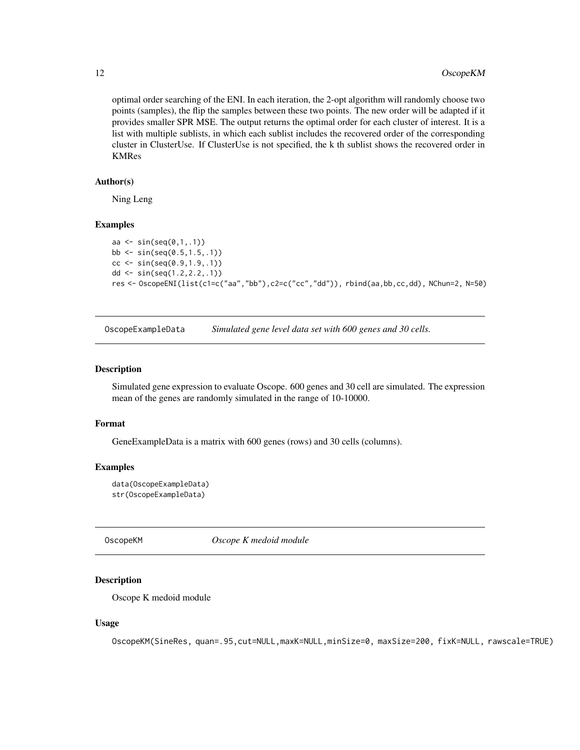optimal order searching of the ENI. In each iteration, the 2-opt algorithm will randomly choose two points (samples), the flip the samples between these two points. The new order will be adapted if it provides smaller SPR MSE. The output returns the optimal order for each cluster of interest. It is a list with multiple sublists, in which each sublist includes the recovered order of the corresponding cluster in ClusterUse. If ClusterUse is not specified, the k th sublist shows the recovered order in KMRes

### Author(s)

Ning Leng

### Examples

```
aa <- sin(seq(0,1,.1))
bb <- sin(seq(0.5,1.5,.1))
cc <- sin(seq(0.9,1.9,.1))
dd <- sin(seq(1.2,2.2,.1))
res <- OscopeENI(list(c1=c("aa","bb"),c2=c("cc","dd")), rbind(aa,bb,cc,dd), NChun=2, N=50)
```

## OscopeExampleData    *Simulated gene level data set with 600 genes and 30 cells.*

### Description

Simulated gene expression to evaluate Oscope. 600 genes and 30 cell are simulated. The expression mean of the genes are randomly simulated in the range of 10-10000.

### Format

GeneExampleData is a matrix with 600 genes (rows) and 30 cells (columns).

### Examples

```
data(OscopeExampleData)
str(OscopeExampleData)
```

## OscopeKM    *Oscope K medoid module*

### Description

Oscope K medoid module

### Usage

```
OscopeKM(SineRes, quan=.95,cut=NULL,maxK=NULL,minSize=0, maxSize=200, fixK=NULL, rawscale=TRUE)
```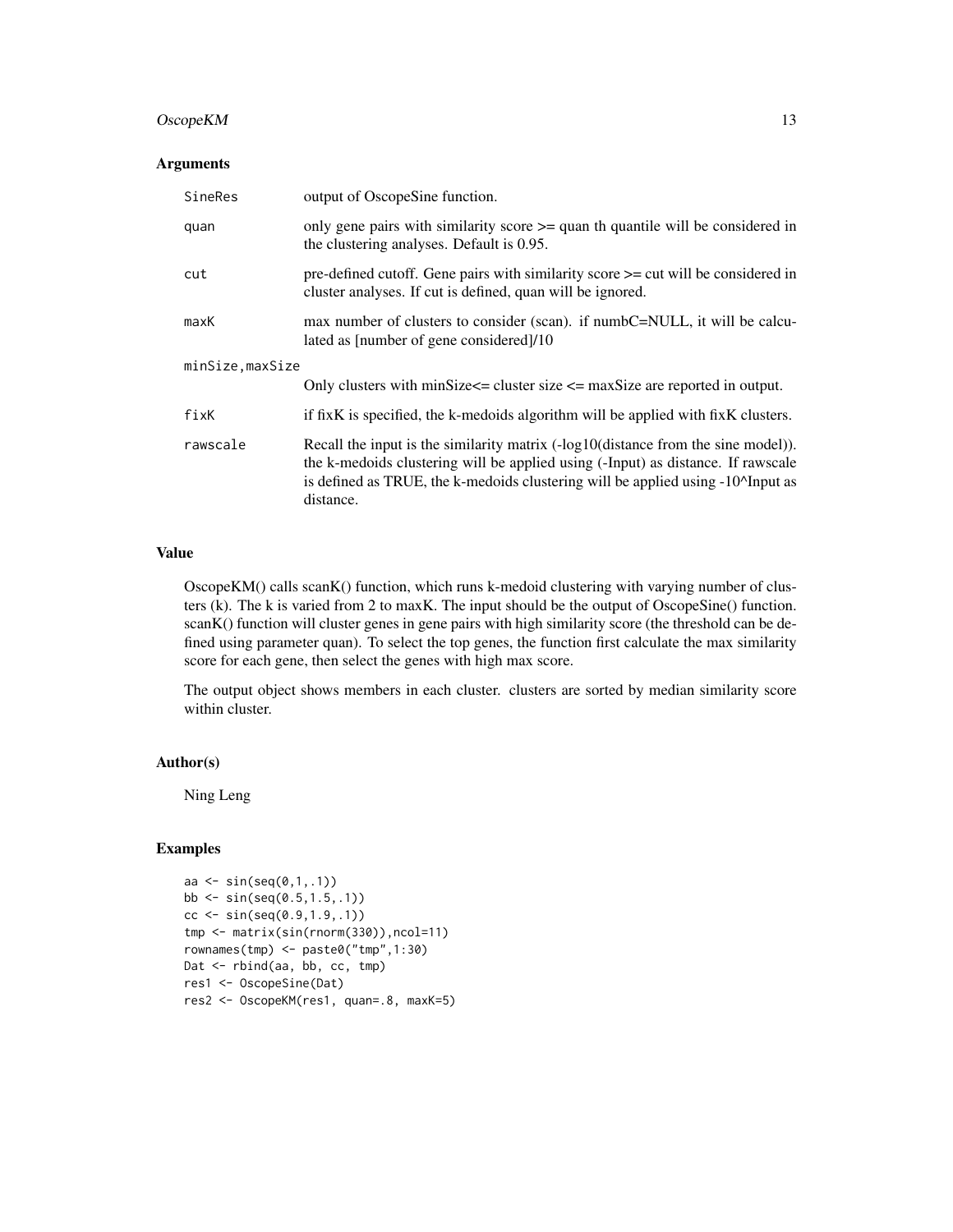### Arguments

| | |
|---|---|
| SineRes | output of OscopeSine function. |
| quan | only gene pairs with similarity score >= quan th quantile will be considered in the clustering analyses. Default is 0.95. |
| cut | pre-defined cutoff. Gene pairs with similarity score >= cut will be considered in cluster analyses. If cut is defined, quan will be ignored. |
| maxK | max number of clusters to consider (scan). if numbC=NULL, it will be calculated as [number of gene considered]/10 |
| minSize,maxSize | Only clusters with minSize<= cluster size <= maxSize are reported in output. |
| fixK | if fixK is specified, the k-medoids algorithm will be applied with fixK clusters. |
| rawscale | Recall the input is the similarity matrix (-log10(distance from the sine model)). the k-medoids clustering will be applied using (-Input) as distance. If rawscale is defined as TRUE, the k-medoids clustering will be applied using -10^Input as distance. |

### Value

OscopeKM() calls scanK() function, which runs k-medoid clustering with varying number of clusters (k). The k is varied from 2 to maxK. The input should be the output of OscopeSine() function. scanK() function will cluster genes in gene pairs with high similarity score (the threshold can be defined using parameter quan). To select the top genes, the function first calculate the max similarity score for each gene, then select the genes with high max score.

The output object shows members in each cluster. clusters are sorted by median similarity score within cluster.

### Author(s)

Ning Leng

### Examples

```
aa <- sin(seq(0,1,.1))
bb <- sin(seq(0.5,1.5,.1))
cc <- sin(seq(0.9,1.9,.1))
tmp <- matrix(sin(rnorm(330)),ncol=11)
rownames(tmp) <- paste0("tmp",1:30)
Dat <- rbind(aa, bb, cc, tmp)
res1 <- OscopeSine(Dat)
res2 <- OscopeKM(res1, quan=.8, maxK=5)
```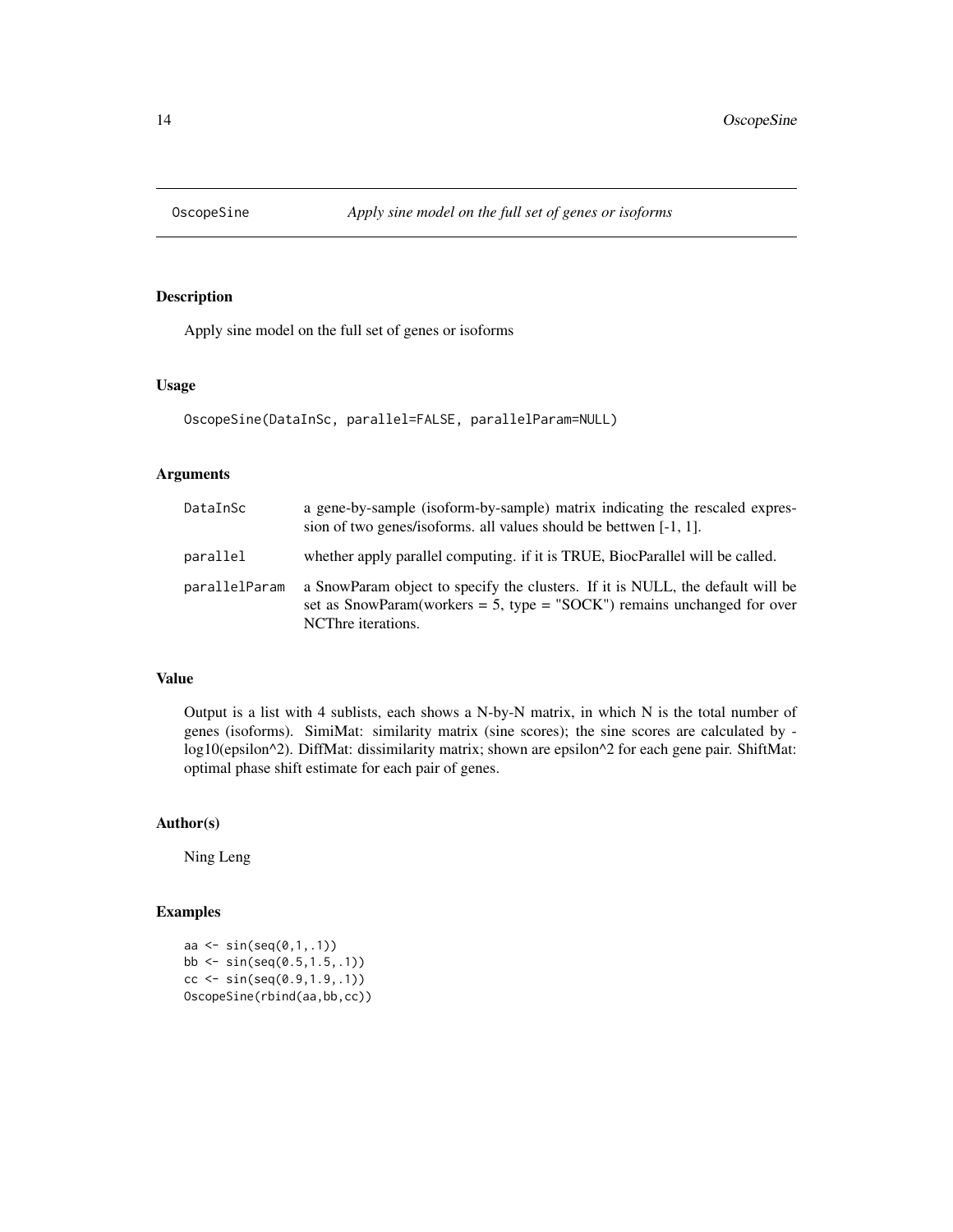# OscopeSine — *Apply sine model on the full set of genes or isoforms*

## Description

Apply sine model on the full set of genes or isoforms

## Usage

```
OscopeSine(DataInSc, parallel=FALSE, parallelParam=NULL)
```

## Arguments

| | |
|---|---|
| DataInSc | a gene-by-sample (isoform-by-sample) matrix indicating the rescaled expression of two genes/isoforms. all values should be bettwen [-1, 1]. |
| parallel | whether apply parallel computing. if it is TRUE, BiocParallel will be called. |
| parallelParam | a SnowParam object to specify the clusters. If it is NULL, the default will be set as SnowParam(workers = 5, type = "SOCK") remains unchanged for over NCThre iterations. |

## Value

Output is a list with 4 sublists, each shows a N-by-N matrix, in which N is the total number of genes (isoforms). SimiMat: similarity matrix (sine scores); the sine scores are calculated by -log10(epsilon^2). DiffMat: dissimilarity matrix; shown are epsilon^2 for each gene pair. ShiftMat: optimal phase shift estimate for each pair of genes.

## Author(s)

Ning Leng

## Examples

```
aa <- sin(seq(0,1,.1))
bb <- sin(seq(0.5,1.5,.1))
cc <- sin(seq(0.9,1.9,.1))
OscopeSine(rbind(aa,bb,cc))
```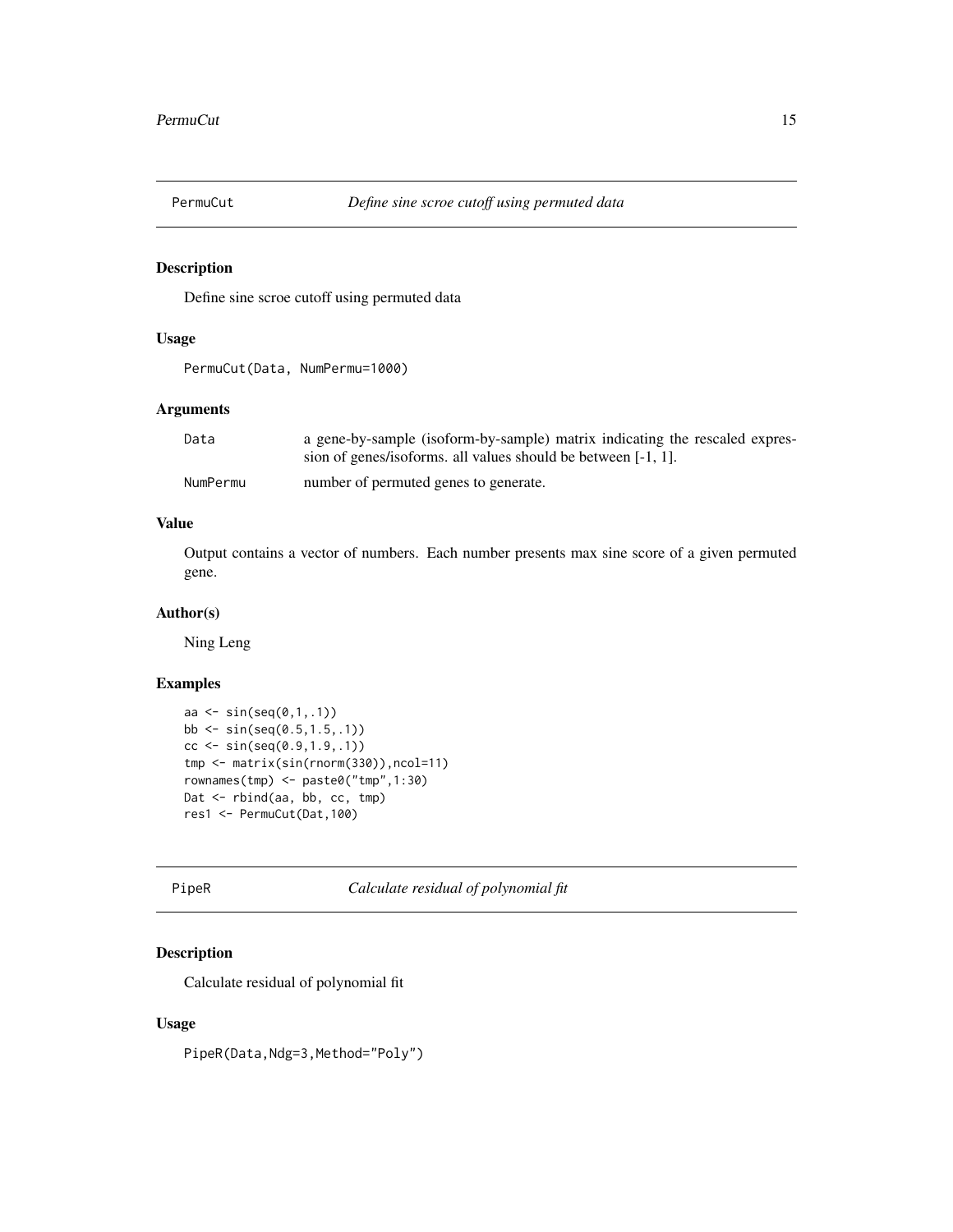## PermuCut — *Define sine scroe cutoff using permuted data*

### Description

Define sine scroe cutoff using permuted data

### Usage

```
PermuCut(Data, NumPermu=1000)
```

### Arguments

| | |
|---|---|
| Data | a gene-by-sample (isoform-by-sample) matrix indicating the rescaled expression of genes/isoforms. all values should be between [-1, 1]. |
| NumPermu | number of permuted genes to generate. |

### Value

Output contains a vector of numbers. Each number presents max sine score of a given permuted gene.

### Author(s)

Ning Leng

### Examples

```
aa <- sin(seq(0,1,.1))
bb <- sin(seq(0.5,1.5,.1))
cc <- sin(seq(0.9,1.9,.1))
tmp <- matrix(sin(rnorm(330)),ncol=11)
rownames(tmp) <- paste0("tmp",1:30)
Dat <- rbind(aa, bb, cc, tmp)
res1 <- PermuCut(Dat,100)
```

## PipeR — *Calculate residual of polynomial fit*

### Description

Calculate residual of polynomial fit

### Usage

```
PipeR(Data,Ndg=3,Method="Poly")
```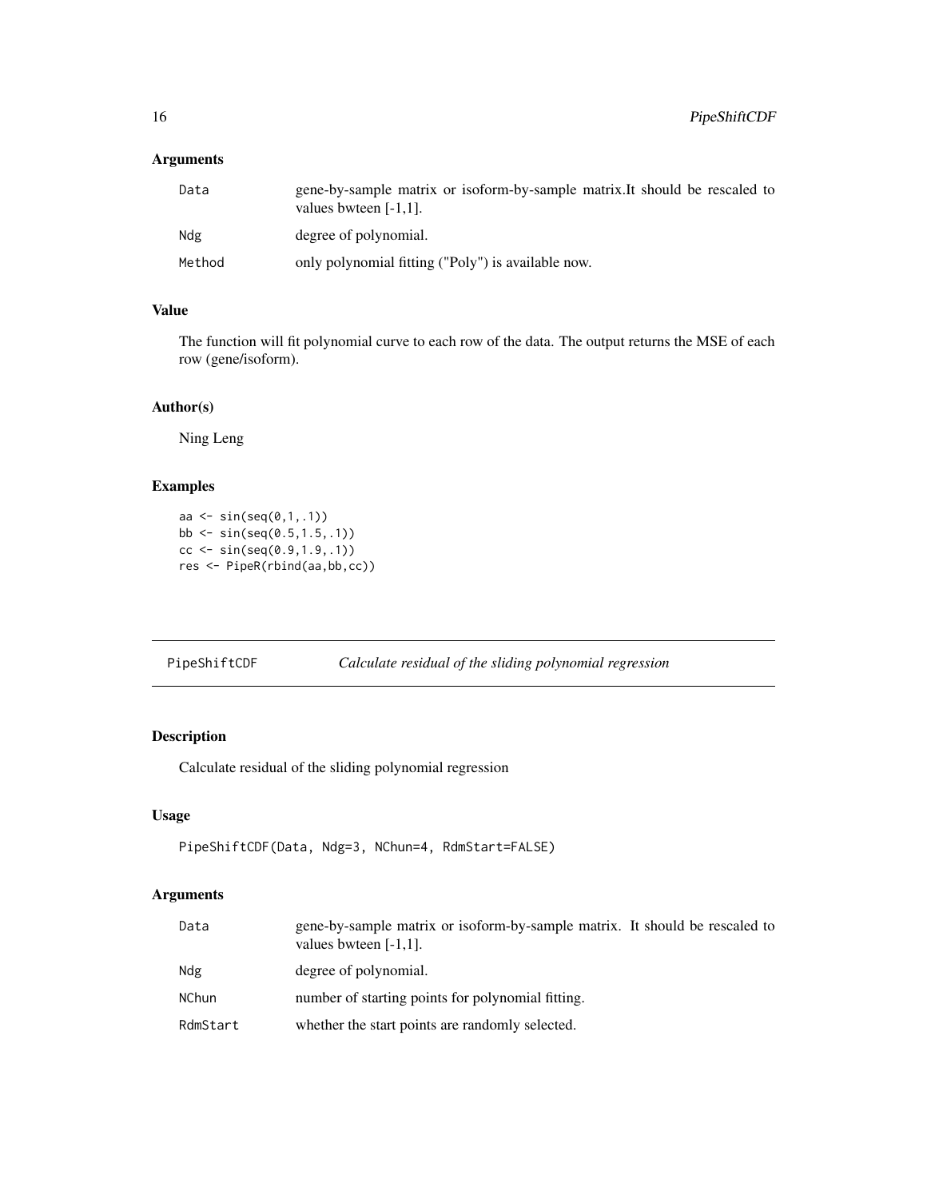### Arguments

| | |
|---|---|
| Data | gene-by-sample matrix or isoform-by-sample matrix.It should be rescaled to values bwteen [-1,1]. |
| Ndg | degree of polynomial. |
| Method | only polynomial fitting ("Poly") is available now. |

### Value

The function will fit polynomial curve to each row of the data. The output returns the MSE of each row (gene/isoform).

### Author(s)

Ning Leng

### Examples

```
aa <- sin(seq(0,1,.1))
bb <- sin(seq(0.5,1.5,.1))
cc <- sin(seq(0.9,1.9,.1))
res <- PipeR(rbind(aa,bb,cc))
```

---

## PipeShiftCDF *Calculate residual of the sliding polynomial regression*

---

### Description

Calculate residual of the sliding polynomial regression

### Usage

```
PipeShiftCDF(Data, Ndg=3, NChun=4, RdmStart=FALSE)
```

### Arguments

| | |
|---|---|
| Data | gene-by-sample matrix or isoform-by-sample matrix. It should be rescaled to values bwteen [-1,1]. |
| Ndg | degree of polynomial. |
| NChun | number of starting points for polynomial fitting. |
| RdmStart | whether the start points are randomly selected. |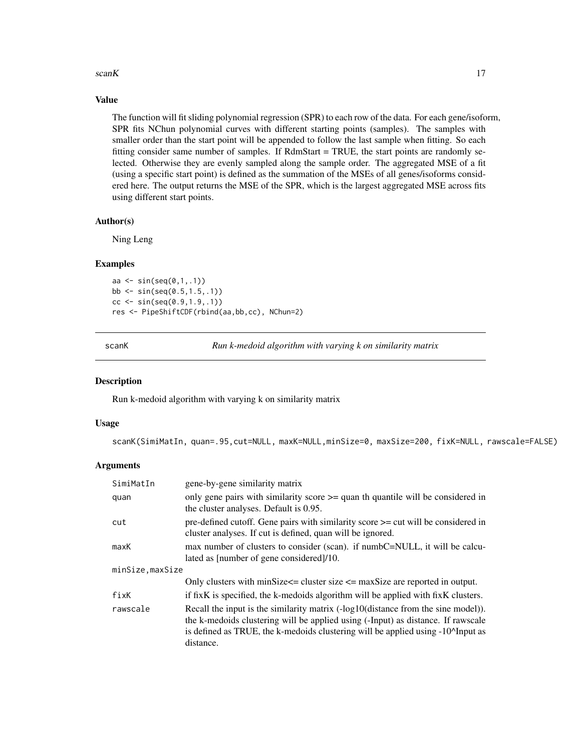### Value

The function will fit sliding polynomial regression (SPR) to each row of the data. For each gene/isoform, SPR fits NChun polynomial curves with different starting points (samples). The samples with smaller order than the start point will be appended to follow the last sample when fitting. So each fitting consider same number of samples. If RdmStart = TRUE, the start points are randomly selected. Otherwise they are evenly sampled along the sample order. The aggregated MSE of a fit (using a specific start point) is defined as the summation of the MSEs of all genes/isoforms considered here. The output returns the MSE of the SPR, which is the largest aggregated MSE across fits using different start points.

### Author(s)

Ning Leng

### Examples

```
aa <- sin(seq(0,1,.1))
bb <- sin(seq(0.5,1.5,.1))
cc <- sin(seq(0.9,1.9,.1))
res <- PipeShiftCDF(rbind(aa,bb,cc), NChun=2)
```

---

## scanK — *Run k-medoid algorithm with varying k on similarity matrix*

### Description

Run k-medoid algorithm with varying k on similarity matrix

### Usage

```
scanK(SimiMatIn, quan=.95,cut=NULL, maxK=NULL,minSize=0, maxSize=200, fixK=NULL, rawscale=FALSE)
```

### Arguments

| | |
|---|---|
| `SimiMatIn` | gene-by-gene similarity matrix |
| `quan` | only gene pairs with similarity score >= quan th quantile will be considered in the cluster analyses. Default is 0.95. |
| `cut` | pre-defined cutoff. Gene pairs with similarity score >= cut will be considered in cluster analyses. If cut is defined, quan will be ignored. |
| `maxK` | max number of clusters to consider (scan). if numbC=NULL, it will be calculated as [number of gene considered]/10. |
| `minSize,maxSize` | Only clusters with minSize<= cluster size <= maxSize are reported in output. |
| `fixK` | if fixK is specified, the k-medoids algorithm will be applied with fixK clusters. |
| `rawscale` | Recall the input is the similarity matrix (-log10(distance from the sine model)). the k-medoids clustering will be applied using (-Input) as distance. If rawscale is defined as TRUE, the k-medoids clustering will be applied using -10^Input as distance. |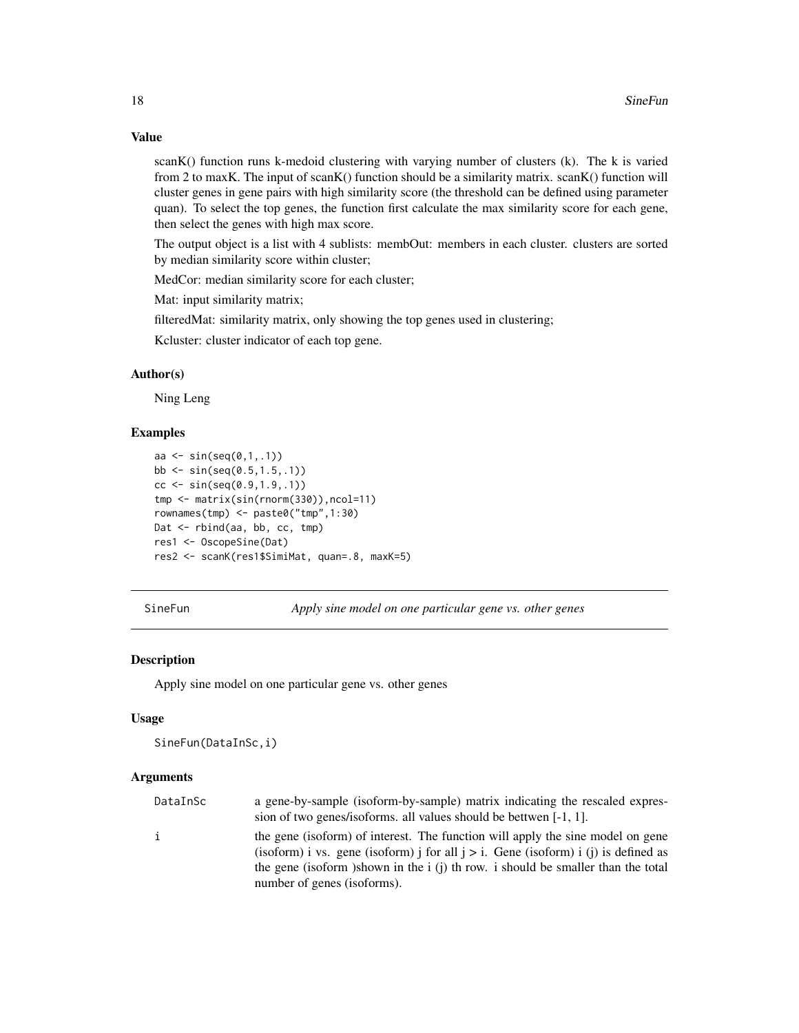### Value

scanK() function runs k-medoid clustering with varying number of clusters (k). The k is varied from 2 to maxK. The input of scanK() function should be a similarity matrix. scanK() function will cluster genes in gene pairs with high similarity score (the threshold can be defined using parameter quan). To select the top genes, the function first calculate the max similarity score for each gene, then select the genes with high max score.

The output object is a list with 4 sublists: membOut: members in each cluster. clusters are sorted by median similarity score within cluster;

MedCor: median similarity score for each cluster;

Mat: input similarity matrix;

filteredMat: similarity matrix, only showing the top genes used in clustering;

Kcluster: cluster indicator of each top gene.

### Author(s)

Ning Leng

### Examples

```
aa <- sin(seq(0,1,.1))
bb <- sin(seq(0.5,1.5,.1))
cc <- sin(seq(0.9,1.9,.1))
tmp <- matrix(sin(rnorm(330)),ncol=11)
rownames(tmp) <- paste0("tmp",1:30)
Dat <- rbind(aa, bb, cc, tmp)
res1 <- OscopeSine(Dat)
res2 <- scanK(res1$SimiMat, quan=.8, maxK=5)
```

---

## SineFun — *Apply sine model on one particular gene vs. other genes*

### Description

Apply sine model on one particular gene vs. other genes

### Usage

```
SineFun(DataInSc,i)
```

### Arguments

| | |
|---|---|
| DataInSc | a gene-by-sample (isoform-by-sample) matrix indicating the rescaled expression of two genes/isoforms. all values should be bettwen [-1, 1]. |
| i | the gene (isoform) of interest. The function will apply the sine model on gene (isoform) i vs. gene (isoform) j for all j > i. Gene (isoform) i (j) is defined as the gene (isoform )shown in the i (j) th row. i should be smaller than the total number of genes (isoforms). |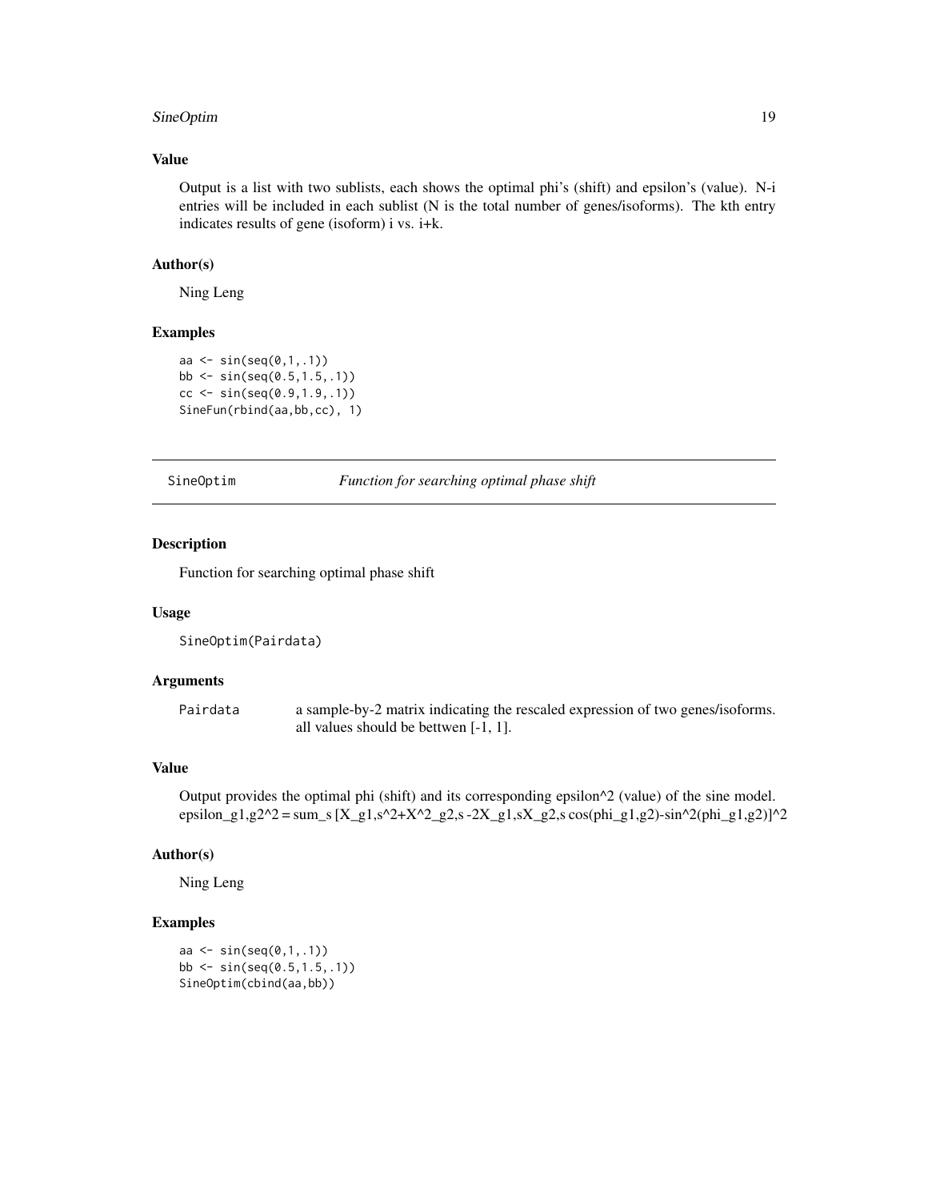### Value

Output is a list with two sublists, each shows the optimal phi's (shift) and epsilon's (value). N-i entries will be included in each sublist (N is the total number of genes/isoforms). The kth entry indicates results of gene (isoform) i vs. i+k.

### Author(s)

Ning Leng

### Examples

```
aa <- sin(seq(0,1,.1))
bb <- sin(seq(0.5,1.5,.1))
cc <- sin(seq(0.9,1.9,.1))
SineFun(rbind(aa,bb,cc), 1)
```

---

## SineOptim *Function for searching optimal phase shift*

### Description

Function for searching optimal phase shift

### Usage

```
SineOptim(Pairdata)
```

### Arguments

| | |
|---|---|
| Pairdata | a sample-by-2 matrix indicating the rescaled expression of two genes/isoforms. all values should be bettwen [-1, 1]. |

### Value

Output provides the optimal phi (shift) and its corresponding epsilon^2 (value) of the sine model. epsilon_g1,g2^2 = sum_s [X_g1,s^2+X^2_g2,s -2X_g1,sX_g2,s cos(phi_g1,g2)-sin^2(phi_g1,g2)]^2

### Author(s)

Ning Leng

### Examples

```
aa <- sin(seq(0,1,.1))
bb <- sin(seq(0.5,1.5,.1))
SineOptim(cbind(aa,bb))
```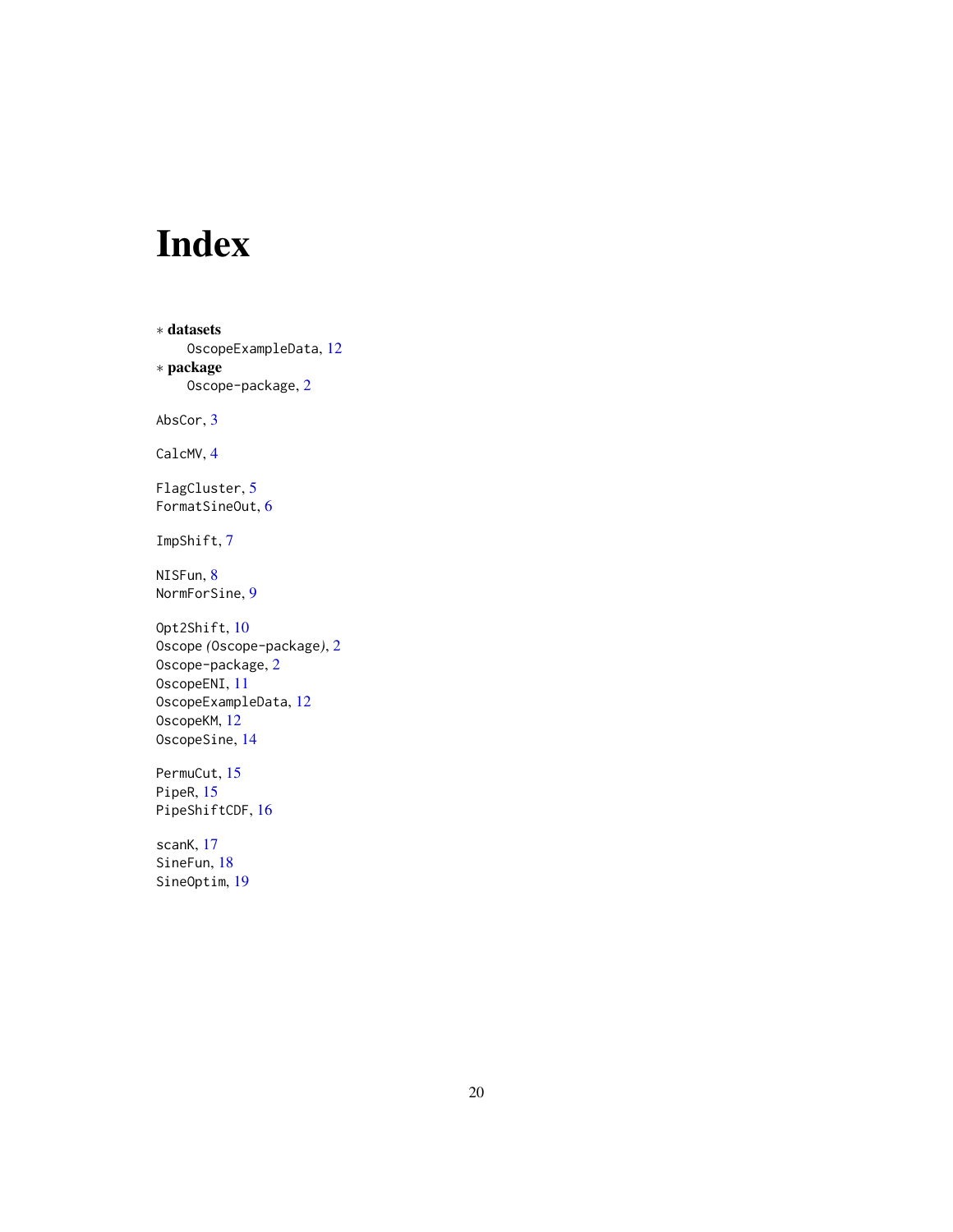# Index

∗ **datasets**
  OscopeExampleData, 12

∗ **package**
  Oscope-package, 2

AbsCor, 3

CalcMV, 4

FlagCluster, 5
FormatSineOut, 6

ImpShift, 7

NISFun, 8
NormForSine, 9

Opt2Shift, 10
Oscope *(*Oscope-package*)*, 2
Oscope-package, 2
OscopeENI, 11
OscopeExampleData, 12
OscopeKM, 12
OscopeSine, 14

PermuCut, 15
PipeR, 15
PipeShiftCDF, 16

scanK, 17
SineFun, 18
SineOptim, 19